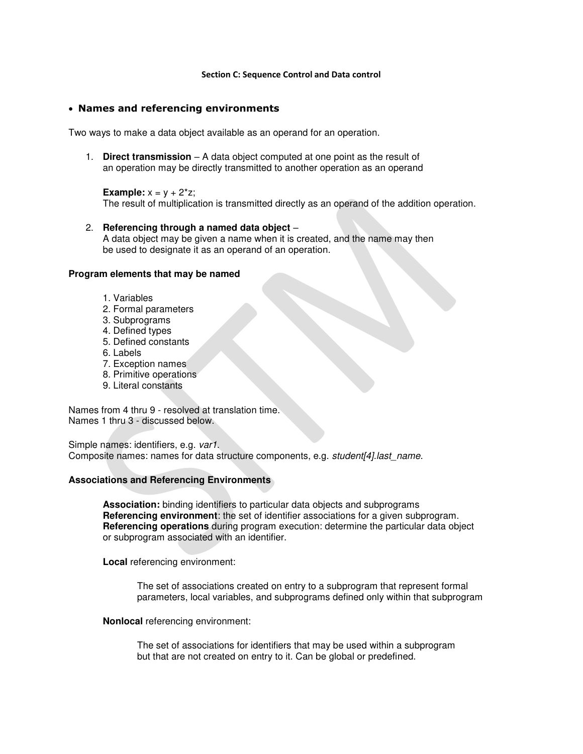## Section C: Sequence Control and Data control

### Names and referencing environments

Two ways to make a data object available as an operand for an operation.

1. **Direct transmission** – A data object computed at one point as the result of an operation may be directly transmitted to another operation as an operand

   **Example:** x = y + 2*z;
   The result of multiplication is transmitted directly as an operand of the addition operation.

2. **Referencing through a named data object** –
   A data object may be given a name when it is created, and the name may then be used to designate it as an operand of an operation.

**Program elements that may be named**

1. Variables
2. Formal parameters
3. Subprograms
4. Defined types
5. Defined constants
6. Labels
7. Exception names
8. Primitive operations
9. Literal constants

Names from 4 thru 9 - resolved at translation time.
Names 1 thru 3 - discussed below.

Simple names: identifiers, e.g. *var1*.
Composite names: names for data structure components, e.g. *student[4].last_name*.

**Associations and Referencing Environments**

**Association:** binding identifiers to particular data objects and subprograms
**Referencing environment**: the set of identifier associations for a given subprogram.
**Referencing operations** during program execution: determine the particular data object or subprogram associated with an identifier.

**Local** referencing environment:

The set of associations created on entry to a subprogram that represent formal parameters, local variables, and subprograms defined only within that subprogram

**Nonlocal** referencing environment:

The set of associations for identifiers that may be used within a subprogram but that are not created on entry to it. Can be global or predefined.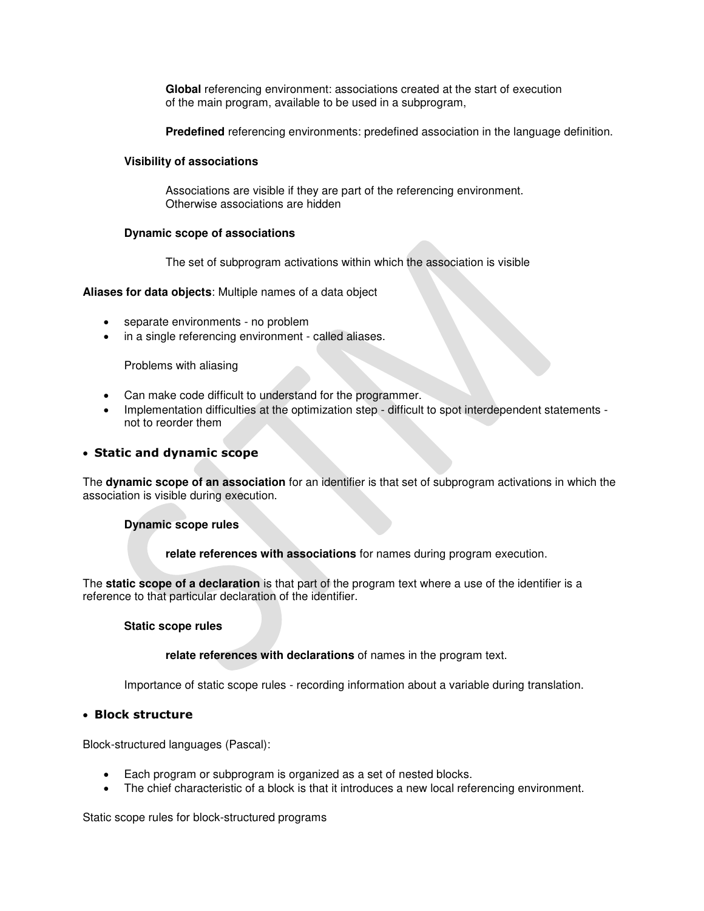**Global** referencing environment: associations created at the start of execution of the main program, available to be used in a subprogram,

**Predefined** referencing environments: predefined association in the language definition.

**Visibility of associations**

Associations are visible if they are part of the referencing environment.
Otherwise associations are hidden

**Dynamic scope of associations**

The set of subprogram activations within which the association is visible

**Aliases for data objects**: Multiple names of a data object

- separate environments - no problem
- in a single referencing environment - called aliases.

Problems with aliasing

- Can make code difficult to understand for the programmer.
- Implementation difficulties at the optimization step - difficult to spot interdependent statements - not to reorder them

- **Static and dynamic scope**

The **dynamic scope of an association** for an identifier is that set of subprogram activations in which the association is visible during execution.

**Dynamic scope rules**

**relate references with associations** for names during program execution.

The **static scope of a declaration** is that part of the program text where a use of the identifier is a reference to that particular declaration of the identifier.

**Static scope rules**

**relate references with declarations** of names in the program text.

Importance of static scope rules - recording information about a variable during translation.

- **Block structure**

Block-structured languages (Pascal):

- Each program or subprogram is organized as a set of nested blocks.
- The chief characteristic of a block is that it introduces a new local referencing environment.

Static scope rules for block-structured programs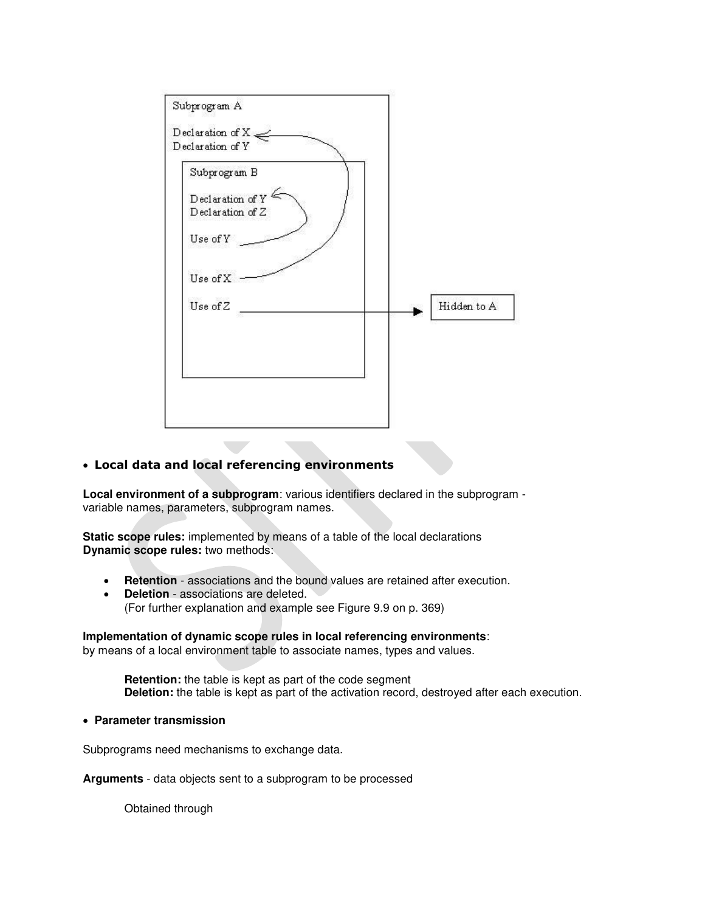- **Local data and local referencing environments**

**Local environment of a subprogram**: various identifiers declared in the subprogram - variable names, parameters, subprogram names.

**Static scope rules:** implemented by means of a table of the local declarations
**Dynamic scope rules:** two methods:

- **Retention** - associations and the bound values are retained after execution.
- **Deletion** - associations are deleted.
  (For further explanation and example see Figure 9.9 on p. 369)

**Implementation of dynamic scope rules in local referencing environments**:
by means of a local environment table to associate names, types and values.

> **Retention:** the table is kept as part of the code segment
> **Deletion:** the table is kept as part of the activation record, destroyed after each execution.

- **Parameter transmission**

Subprograms need mechanisms to exchange data.

**Arguments** - data objects sent to a subprogram to be processed

> Obtained through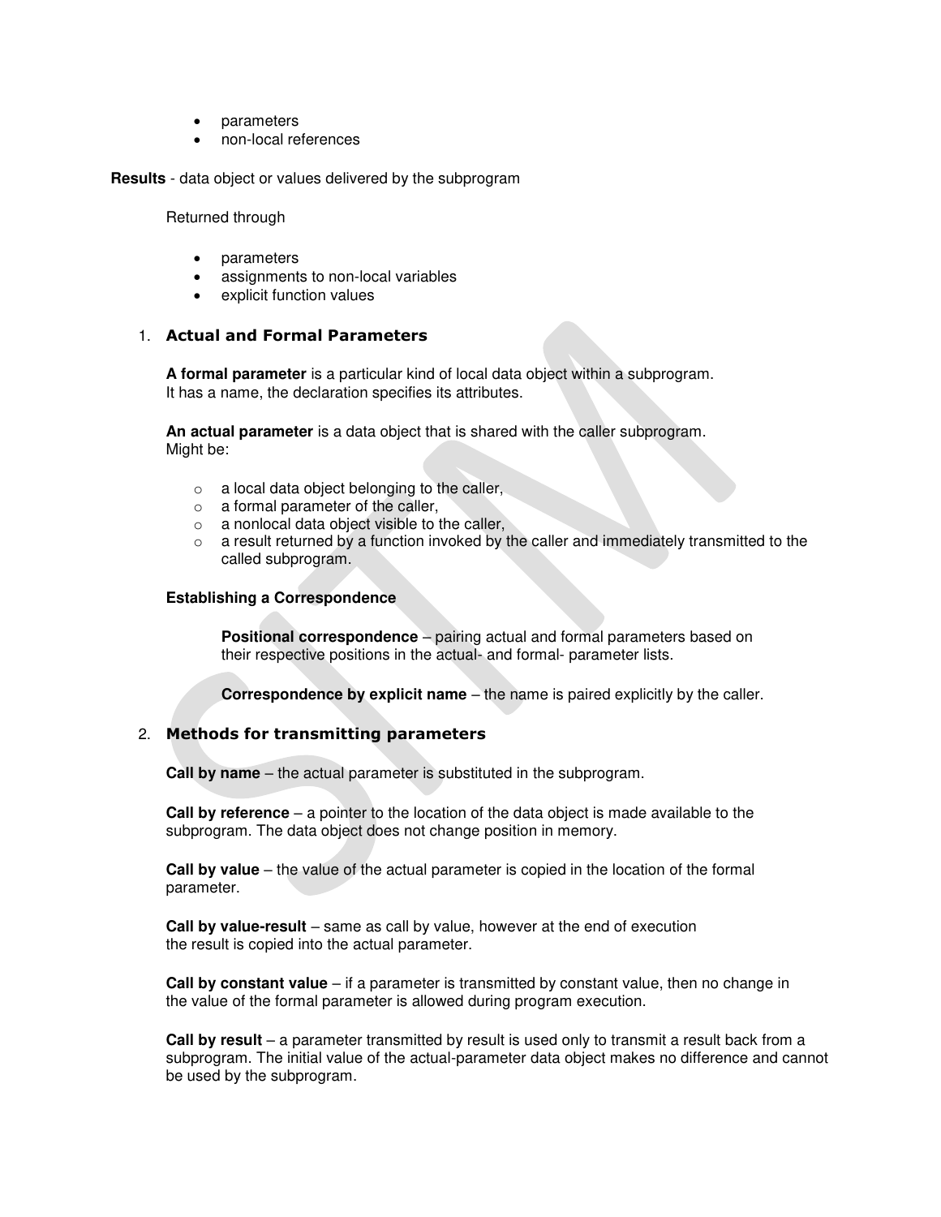- parameters
- non-local references

**Results** - data object or values delivered by the subprogram

Returned through

- parameters
- assignments to non-local variables
- explicit function values

1. **Actual and Formal Parameters**

   **A formal parameter** is a particular kind of local data object within a subprogram. It has a name, the declaration specifies its attributes.

   **An actual parameter** is a data object that is shared with the caller subprogram. Might be:

   - a local data object belonging to the caller,
   - a formal parameter of the caller,
   - a nonlocal data object visible to the caller,
   - a result returned by a function invoked by the caller and immediately transmitted to the called subprogram.

   **Establishing a Correspondence**

   **Positional correspondence** – pairing actual and formal parameters based on their respective positions in the actual- and formal- parameter lists.

   **Correspondence by explicit name** – the name is paired explicitly by the caller.

2. **Methods for transmitting parameters**

   **Call by name** – the actual parameter is substituted in the subprogram.

   **Call by reference** – a pointer to the location of the data object is made available to the subprogram. The data object does not change position in memory.

   **Call by value** – the value of the actual parameter is copied in the location of the formal parameter.

   **Call by value-result** – same as call by value, however at the end of execution the result is copied into the actual parameter.

   **Call by constant value** – if a parameter is transmitted by constant value, then no change in the value of the formal parameter is allowed during program execution.

   **Call by result** – a parameter transmitted by result is used only to transmit a result back from a subprogram. The initial value of the actual-parameter data object makes no difference and cannot be used by the subprogram.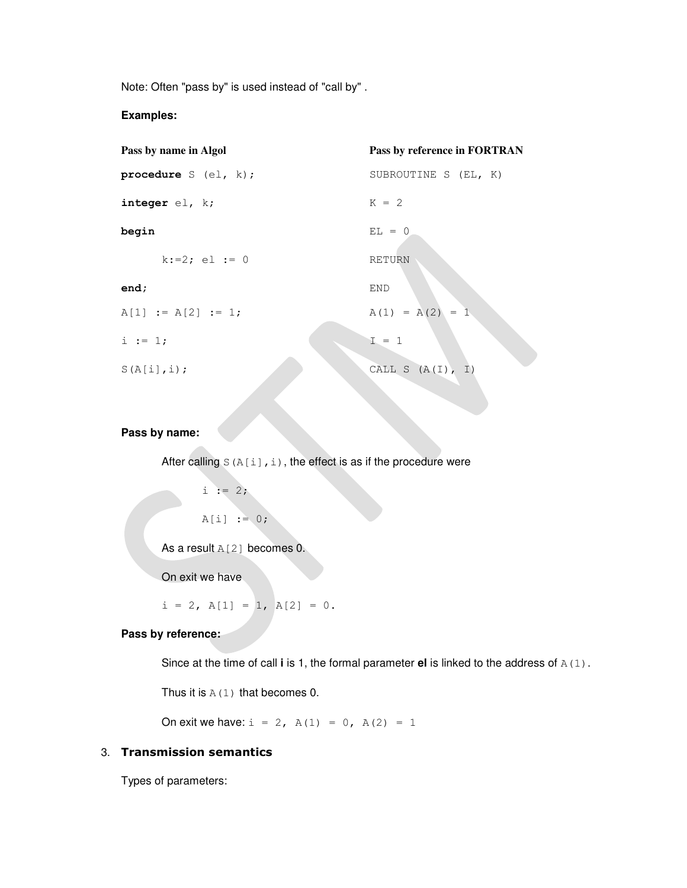Note: Often "pass by" is used instead of "call by" .

**Examples:**

**Pass by name in Algol**

```
procedure S (el, k);
integer el, k;
begin
      k:=2; el := 0
end;
A[1] := A[2] := 1;
i := 1;
S(A[i],i);
```

**Pass by reference in FORTRAN**

```
SUBROUTINE S (EL, K)
K = 2
EL = 0
RETURN
END
A(1) = A(2) = 1
I = 1
CALL S (A(I), I)
```

**Pass by name:**

After calling `S(A[i],i)`, the effect is as if the procedure were

```
i := 2;
A[i] := 0;
```

As a result `A[2]` becomes 0.

On exit we have

`i = 2, A[1] = 1, A[2] = 0.`

**Pass by reference:**

Since at the time of call **i** is 1, the formal parameter **el** is linked to the address of `A(1)`.

Thus it is `A(1)` that becomes 0.

On exit we have: `i = 2, A(1) = 0, A(2) = 1`

## 3. Transmission semantics

Types of parameters: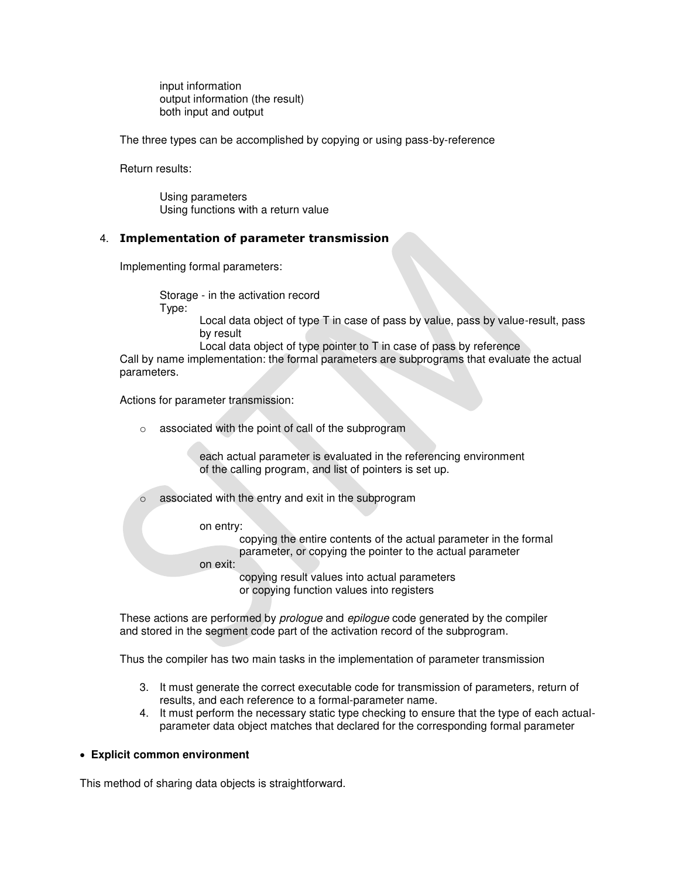input information
output information (the result)
both input and output

The three types can be accomplished by copying or using pass-by-reference

Return results:

Using parameters
Using functions with a return value

4. **Implementation of parameter transmission**

Implementing formal parameters:

Storage - in the activation record
Type:
Local data object of type T in case of pass by value, pass by value-result, pass by result
Local data object of type pointer to T in case of pass by reference
Call by name implementation: the formal parameters are subprograms that evaluate the actual parameters.

Actions for parameter transmission:

- associated with the point of call of the subprogram

  each actual parameter is evaluated in the referencing environment of the calling program, and list of pointers is set up.

- associated with the entry and exit in the subprogram

  on entry:
  copying the entire contents of the actual parameter in the formal parameter, or copying the pointer to the actual parameter
  on exit:
  copying result values into actual parameters
  or copying function values into registers

These actions are performed by *prologue* and *epilogue* code generated by the compiler and stored in the segment code part of the activation record of the subprogram.

Thus the compiler has two main tasks in the implementation of parameter transmission

3. It must generate the correct executable code for transmission of parameters, return of results, and each reference to a formal-parameter name.
4. It must perform the necessary static type checking to ensure that the type of each actual-parameter data object matches that declared for the corresponding formal parameter

- **Explicit common environment**

This method of sharing data objects is straightforward.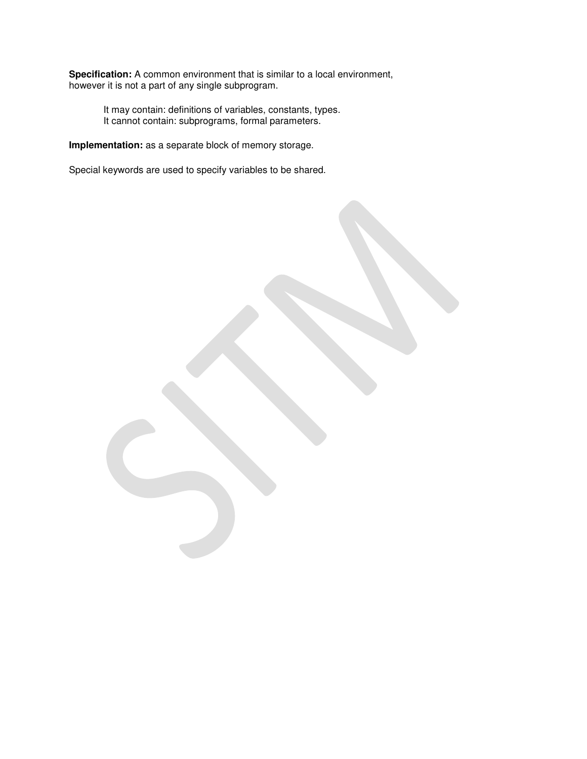**Specification:** A common environment that is similar to a local environment, however it is not a part of any single subprogram.

It may contain: definitions of variables, constants, types.
It cannot contain: subprograms, formal parameters.

**Implementation:** as a separate block of memory storage.

Special keywords are used to specify variables to be shared.